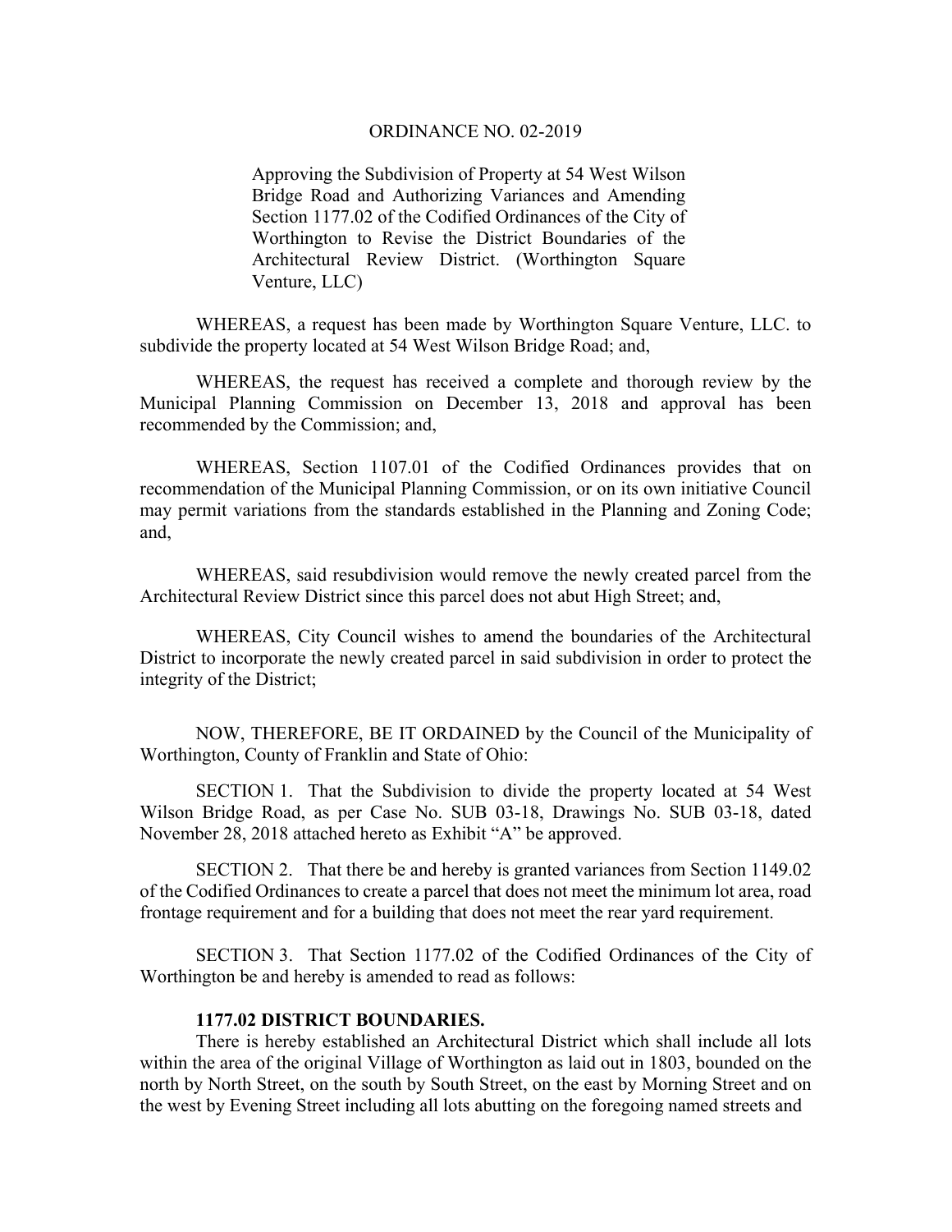# ORDINANCE NO. 02-2019

Approving the Subdivision of Property at 54 West Wilson Bridge Road and Authorizing Variances and Amending Section 1177.02 of the Codified Ordinances of the City of Worthington to Revise the District Boundaries of the Architectural Review District. (Worthington Square Venture, LLC)

WHEREAS, a request has been made by Worthington Square Venture, LLC. to subdivide the property located at 54 West Wilson Bridge Road; and,

WHEREAS, the request has received a complete and thorough review by the Municipal Planning Commission on December 13, 2018 and approval has been recommended by the Commission; and,

WHEREAS, Section 1107.01 of the Codified Ordinances provides that on recommendation of the Municipal Planning Commission, or on its own initiative Council may permit variations from the standards established in the Planning and Zoning Code; and,

WHEREAS, said resubdivision would remove the newly created parcel from the Architectural Review District since this parcel does not abut High Street; and,

WHEREAS, City Council wishes to amend the boundaries of the Architectural District to incorporate the newly created parcel in said subdivision in order to protect the integrity of the District;

NOW, THEREFORE, BE IT ORDAINED by the Council of the Municipality of Worthington, County of Franklin and State of Ohio:

SECTION 1. That the Subdivision to divide the property located at 54 West Wilson Bridge Road, as per Case No. SUB 03-18, Drawings No. SUB 03-18, dated November 28, 2018 attached hereto as Exhibit "A" be approved.

SECTION 2. That there be and hereby is granted variances from Section 1149.02 of the Codified Ordinances to create a parcel that does not meet the minimum lot area, road frontage requirement and for a building that does not meet the rear yard requirement.

SECTION 3. That Section 1177.02 of the Codified Ordinances of the City of Worthington be and hereby is amended to read as follows:

**1177.02 DISTRICT BOUNDARIES.**

There is hereby established an Architectural District which shall include all lots within the area of the original Village of Worthington as laid out in 1803, bounded on the north by North Street, on the south by South Street, on the east by Morning Street and on the west by Evening Street including all lots abutting on the foregoing named streets and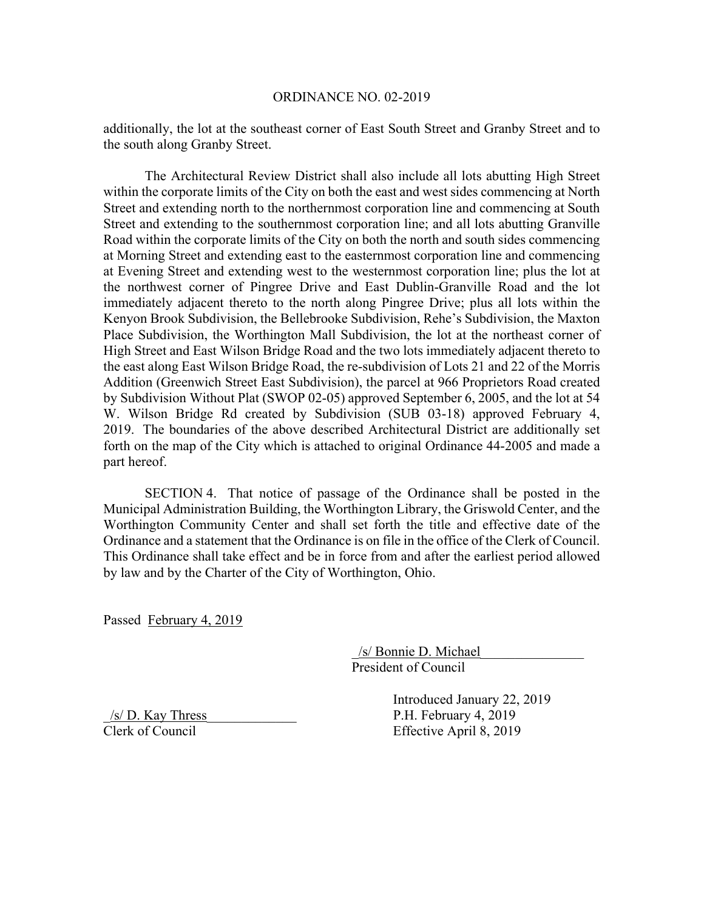ORDINANCE NO. 02-2019

additionally, the lot at the southeast corner of East South Street and Granby Street and to the south along Granby Street.

The Architectural Review District shall also include all lots abutting High Street within the corporate limits of the City on both the east and west sides commencing at North Street and extending north to the northernmost corporation line and commencing at South Street and extending to the southernmost corporation line; and all lots abutting Granville Road within the corporate limits of the City on both the north and south sides commencing at Morning Street and extending east to the easternmost corporation line and commencing at Evening Street and extending west to the westernmost corporation line; plus the lot at the northwest corner of Pingree Drive and East Dublin-Granville Road and the lot immediately adjacent thereto to the north along Pingree Drive; plus all lots within the Kenyon Brook Subdivision, the Bellebrooke Subdivision, Rehe's Subdivision, the Maxton Place Subdivision, the Worthington Mall Subdivision, the lot at the northeast corner of High Street and East Wilson Bridge Road and the two lots immediately adjacent thereto to the east along East Wilson Bridge Road, the re-subdivision of Lots 21 and 22 of the Morris Addition (Greenwich Street East Subdivision), the parcel at 966 Proprietors Road created by Subdivision Without Plat (SWOP 02-05) approved September 6, 2005, and the lot at 54 W. Wilson Bridge Rd created by Subdivision (SUB 03-18) approved February 4, 2019. The boundaries of the above described Architectural District are additionally set forth on the map of the City which is attached to original Ordinance 44-2005 and made a part hereof.

SECTION 4. That notice of passage of the Ordinance shall be posted in the Municipal Administration Building, the Worthington Library, the Griswold Center, and the Worthington Community Center and shall set forth the title and effective date of the Ordinance and a statement that the Ordinance is on file in the office of the Clerk of Council. This Ordinance shall take effect and be in force from and after the earliest period allowed by law and by the Charter of the City of Worthington, Ohio.

Passed February 4, 2019

/s/ Bonnie D. Michael
President of Council

/s/ D. Kay Thress
Clerk of Council

Introduced January 22, 2019
P.H. February 4, 2019
Effective April 8, 2019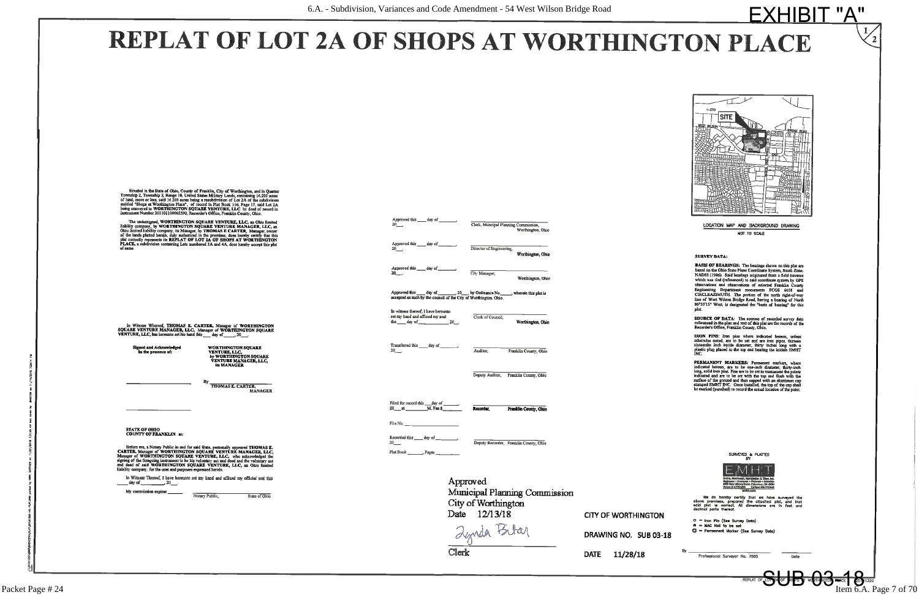EXHIBIT "A"

# REPLAT OF LOT 2A OF SHOPS AT WORTHINGTON PLACE

Situated in the State of Ohio, County of Franklin, City of Worthington, and in Quarter Township 2, Township 2, Range 18, United States Military Lands, containing 16.203 acres of land, more or less, said 16.203 acres being a resubdivision of Lot 2A of the subdivision entitled "Shops at Worthington Place", of record in Plat Book 116, Page 17, said Lot 2A being conveyed to WORTHINGTON SQUARE VENTURE, LLC by deed of record in Instrument Number 201101100005390, Recorder's Office, Franklin County, Ohio.

The undersigned, WORTHINGTON SQUARE VENTURE, LLC, an Ohio limited liability company, by WORTHINGTON SQUARE VENTURE MANAGER, LLC, an Ohio limited liability company, its Manager, by THOMAS E. CARTER, Manager, owner of the lands platted herein, duly authorized in the premises, does hereby certify that this plat correctly represents its REPLAT OF LOT 2A OF SHOPS AT WORTHINGTON PLACE, a subdivision containing Lots numbered 3A and 4A, does hereby accept this plat of same.

In Witness Whereof, THOMAS E. CARTER, Manager of WORTHINGTON SQUARE VENTURE MANAGER, LLC, Manager of WORTHINGTON SQUARE VENTURE, LLC, has hereunto set his hand this ___ day of _____, 20__.

Signed and Acknowledged In the presence of:

WORTHINGTON SQUARE VENTURE, LLC,
by WORTHINGTON SQUARE VENTURE MANAGER, LLC, its MANAGER

By _______________
THOMAS E. CARTER, MANAGER

STATE OF OHIO
COUNTY OF FRANKLIN ss:

Before me, a Notary Public in and for said State, personally appeared THOMAS E. CARTER, Manager of WORTHINGTON SQUARE VENTURE MANAGER, LLC, Manager of WORTHINGTON SQUARE VENTURE, LLC, who acknowledged the signing of the foregoing instrument to be his voluntary act and deed and the voluntary act and deed of said WORTHINGTON SQUARE VENTURE, LLC, an Ohio limited liability company, for the uses and purposes expressed herein.

In Witness Thereof, I have hereunto set my hand and affixed my official seal this ___ day of _______, 20__.

My commission expires _______ Notary Public, State of Ohio

Approved this ___ day of _______, 20__. Clerk, Municipal Planning Commission, Worthington, Ohio

Approved this ___ day of _______, 20__. Director of Engineering, Worthington, Ohio

Approved this ___ day of _______, 20__. City Manager, Worthington, Ohio

Approved this ___ day of _______, 20__, by Ordinance No.____, wherein this plat is accepted as such by the council of the City of Worthington, Ohio.

In witness thereof, I have hereunto set my hand and affixed my seal the ___ day of _______, 20__. Clerk of Council, Worthington, Ohio

Transferred this ___ day of _______, 20__. Auditor, Franklin County, Ohio

Deputy Auditor, Franklin County, Ohio

Filed for record this ___ day of _______, 20__ at _______M. Fee $_______ Recorder, Franklin County, Ohio

File No. ___________

Recorded this ___ day of _______, 20__. Deputy Recorder, Franklin County, Ohio

Plat Book _______, Pages _______

Approved
Municipal Planning Commission
City of Worthington
Date 12/13/18
Lynda Bitar
Clerk

CITY OF WORTHINGTON
DRAWING NO. SUB 03-18
DATE 11/28/18

LOCATION MAP AND BACKGROUND DRAWING
NOT TO SCALE

SITE

**SURVEY DATA:**

**BASIS OF BEARINGS:** The bearings shown on this plat are based on the Ohio State Plane Coordinate System, South Zone, NAD83 (1986). Said bearings originated from a field traverse which was tied (referenced) to said coordinate system by GPS observations and observations of selected Franklin County Engineering Department monuments FCGS 6651 and CIRCLEAZIMUTH. The portion of the north right-of-way line of West Wilson Bridge Road, having a bearing of North 86°55'15" West, is designated the "basis of bearing" for this plat.

**SOURCE OF DATA:** The sources of recorded survey data referenced in the plan and text of this plat are the records of the Recorder's Office, Franklin County, Ohio.

**IRON PINS:** Iron pins where indicated hereon, unless otherwise noted, are to be set and are iron pipes, thirteen sixteenths inch inside diameter, thirty inches long with a plastic plug placed in the top end bearing the initials EMHT INC.

**PERMANENT MARKERS:** Permanent markers, where indicated hereon, are to be one-inch diameter, thirty-inch long, solid iron pins. Pins are to be set to monument the points indicated and are to be set with the top end flush with the surface of the ground and then capped with an aluminum cap stamped EMHT INC. Once installed, the top of the cap shall be marked (punched) to record the actual location of the point.

SURVEYED & PLATTED BY

EMHT

We do hereby certify that we have surveyed the above premises, prepared the attached plat, and that said plat is correct. All dimensions are in feet and decimal parts thereof.

○ = Iron Pin (See Survey Data)
● = MAG Nail to be set
⊚ = Permanent Marker (See Survey Data)

By _______________
Professional Surveyor No. 7865 Date

SUB 03-18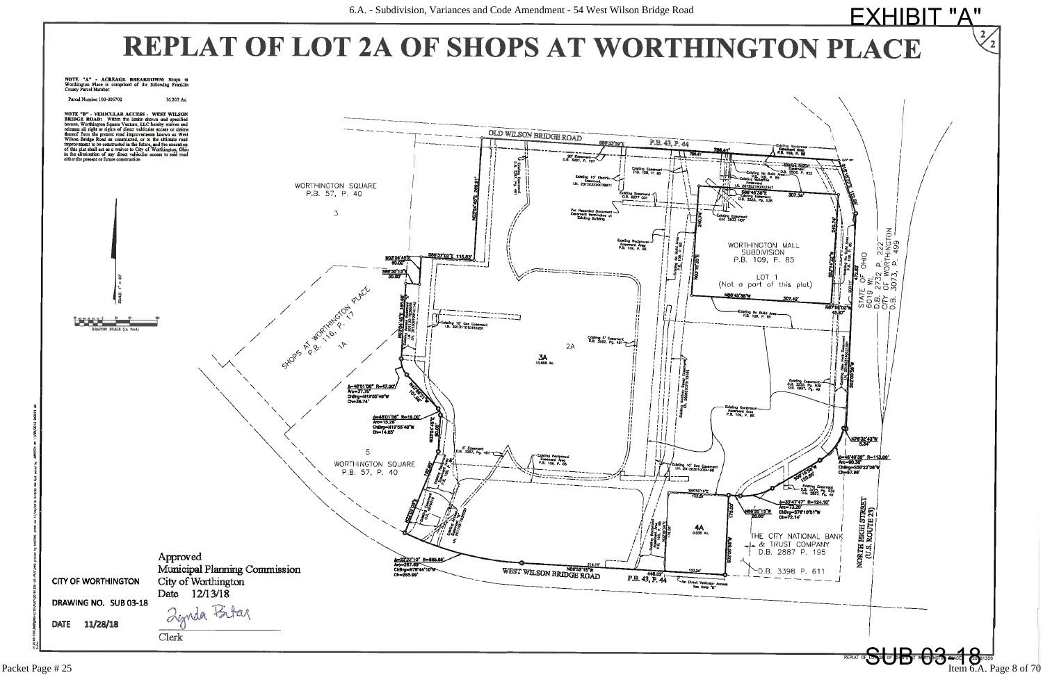EXHIBIT "A"

# REPLAT OF LOT 2A OF SHOPS AT WORTHINGTON PLACE

NOTE "A" - ACREAGE BREAKDOWN: Shops at Worthington Place is comprised of the following Franklin County Parcel Number:

Parcel Number 100-006702 16.203 Ac.

NOTE "B" - VEHICULAR ACCESS - WEST WILSON BRIDGE ROAD: Within the limits shown and specified hereon, Worthington Square Venture, LLC hereby waives and releases all right or rights of direct vehicular access or claims thereof from the present road improvements known as West Wilson Bridge Road as constructed, or to the ultimate road improvement to be constructed in the future, and the execution of this plat shall act as a waiver to City of Worthington, Ohio in the elimination of any direct vehicular access to said road either for present or future construction.

OLD WILSON BRIDGE ROAD

P.B. 43, P. 44

WORTHINGTON SQUARE
P.B. 57, P. 40

3

SHOPS AT WORTHINGTON PLACE
P.B. 116, P. 17

1A

2A

3A
15.668 Ac.

5

WORTHINGTON SQUARE
P.B. 57, P. 40

WORTHINGTON MALL
SUBDIVISION
P.B. 109, P. 85

LOT 1
(Not a part of this plat)

STATE OF OHIO
6019 WL
D.B. 2732, P. 222
CITY OF WORTHINGTON
D.B. 3073, P. 499

4A
0.535 Ac.

THE CITY NATIONAL BANK
& TRUST COMPANY
D.B. 2887 P. 195

D.B. 3398 P. 611

WEST WILSON BRIDGE ROAD
P.B. 43, P. 44

NORTH HIGH STREET
(U.S. ROUTE 23)

No Direct Vehicular Access
See Note "B"

GRAPHIC SCALE (in feet)

Approved
Municipal Planning Commission
City of Worthington
Date 12/13/18

Clerk

CITY OF WORTHINGTON

DRAWING NO. SUB 03-18

DATE 11/28/18

SUB 03-18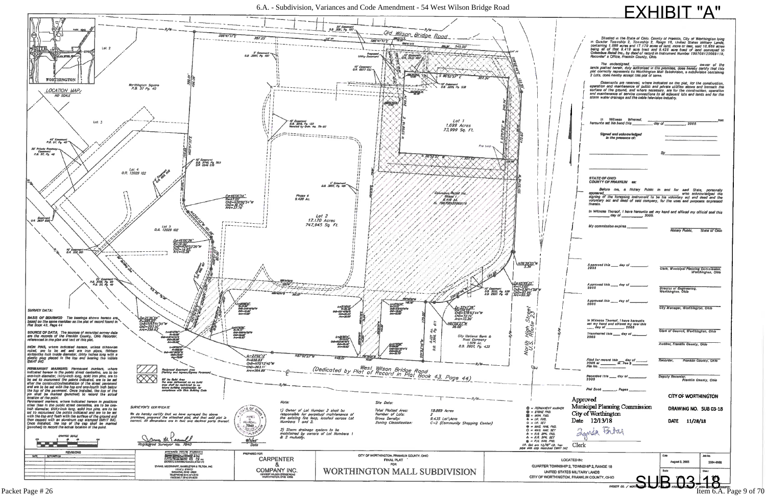# EXHIBIT "A"

Situated in the State of Ohio, County of Franklin, City of Worthington lying in Quarter Township 2, Township 2, Range 18, United States Military Lands, containing 1.699 acres and 17.170 acres of land, more or less, said 18.869 acres being all of that 9.419 acre tract and 9.426 acre tract of land conveyed to Columbus Retail Inc., by deed of record in Instrument Number 199708120069119, Recorder's Office, Franklin County, Ohio.

The undersigned _________________, owner of the lands platted herein, duly authorized in the premises, does hereby certify that this plat correctly represents its Worthington Mall Subdivision, a subdivision containing 2 Lots, does hereby accept this plat of same.

Easements are reserved, where indicated on the plat, for the construction, operation and maintenance of public and private utilities above and beneath the surface of the ground, and where necessary, are for the construction, operation and maintenance of service connections to all adjacent lots and lands and for the storm water drainage and the cable television industry.

In Witness Whereof, _________________ has hereunto set his hand this _______ day of _______, 2005

Signed and acknowledged in the presence of:

_________________ By _________________

STATE OF OHIO
COUNTY OF FRANKLIN ss:

Before me, a Notary Public in and for said State, personally appeared _________________ who acknowledged the signing of the foregoing instrument to be his voluntary act and deed and the voluntary act and deed of said company, for the uses and purposes expressed therein.

In Witness Thereof, I have hereunto set my hand and affixed my official seal this _______ day of _______, 2005.

My commission expires _________

Notary Public, State of Ohio

Approved this ___ day of ___ 2005 — Clerk, Municipal Planning Commission, Worthington, Ohio

Approved this ___ day of ___ 2005 — Director of Engineering, Worthington, Ohio

Approved this ___ day of ___ 2005 — City Manager, Worthington, Ohio

In Witness Thereof, I have hereunto set my hand and affixed my seal this ___ day of ___, 2005 — Clerk of Council, Worthington, Ohio

Transferred this ___ day of ___, 2005 — Auditor, Franklin County, Ohio

Filed for record this ___ day of ___, 2005 at ___ M. Fee $ ___ File No. ___ — Recorder, Franklin County, Ohio

Recorded this ___ day of ___, 2005 — Deputy Recorder, Franklin County, Ohio

Plat Book ___, Pages ___

LOCATION MAP
NO SCALE

Old Wilson Bridge Road

West Wilson Bridge Road (Dedicated by Plat of Record in Plat Book 43, Page 44)

North High Street U.S. Route 23

Lot 1
1.699 Acres
73,999 Sq. Ft.

Lot 2
17.170 Acres
747,945 Sq. Ft.

Phase II
9.426 Ac.

Columbus Retail Inc.
Phase I
9.419 Ac.
In. 199708120069119

City National Bank & Trust Company
1.079 Ac.
D.B. 2957, Pg. 433

Worthington Square
P.B. 37 Pg. 40

Reciprocal Easement Area (Parking and Ingress/Egress Purposes)

50' No Build Area — this area delineated as no build area shall be restricted to no future building construction for compliance with Ohio Building Code

SURVEY DATA:

BASIS OF BEARINGS: The bearings shown hereon are based on the same meridian as the plat of record found in Plat Book 43, Page 44

SOURCE OF DATA: The sources of recorded survey data are the records of the Franklin County, Ohio Recorder, referenced in the plan and text of this plat.

IRON PINS, where indicated hereon, unless otherwise noted, are to be set and are iron pipes, thirteen sixteenths inch inside diameter, thirty inches long with a plastic plug placed in the top end bearing the initials EMHT INC.

PERMANENT MARKERS: Permanent markers, where indicated hereon in the public street centerline, are to be one-inch diameter, thirty-inch long, solid iron pins, are to be set to monument the points indicated, are to be set after the construction/installation of the street pavement and are to be set with the top end one-fourth inch below the top of the pavement. Once installed, the top of the pin shall be marked (punched) to record the actual location of the point.
Permanent markers, where indicated hereon in positions other than in the public street centerline, are to be one-inch diameter, thirty-inch long, solid iron pins, are to be set to monument the points indicated and are to be set with the top end flush with the surface of the ground and then capped with an aluminum cap stamped EMHT INC. Once installed, the top of the cap shall be marked (punched) to record the actual location of the point.

SURVEYOR'S CERTIFICATE

We do hereby certify that we have surveyed the above premises, prepared the attached plat, and that said plat is correct. All dimensions are in feet and decimal parts thereof.

Registered Surveyor No. 7840

Note:
1) Owner of Lot Number 2 shall be responsible for perpetual maintenance of the existing fire loop, located across Lot Numbers 1 and 2.
2) Storm drainage system to be maintained by owners of Lot Numbers 1 & 2 mutually.

Site Data:

| | |
|---|---|
| Total Platted Area: | 18.869 Acres |
| Number of Lots: | 2 |
| Gross Density: | 9.435 Lot/Acre |
| Zoning Classification: | C-2 (Community Shopping Center) |

Approved
Municipal Planning Commission
City of Worthington
Date 12/13/18
Clerk

CITY OF WORTHINGTON
DRAWING NO. SUB 03-18
DATE 11/28/18

PREPARED FOR:
CARPENTER & COMPANY INC.

CITY OF WORTHINGTON, FRANKLIN COUNTY, OHIO
FINAL PLAT FOR
WORTHINGTON MALL SUBDIVISION

LOCATED IN:
QUARTER TOWNSHIP 2, TOWNSHIP 2, RANGE 18
UNITED STATES MILITARY LANDS
CITY OF WORTHINGTON, FRANKLIN COUNTY, OHIO

Date: August 3, 2005
Job No. 2004-0968

EVANS, MECHWART, HAMBLETON & TILTON, INC.

REVISIONS

SUB 03-18